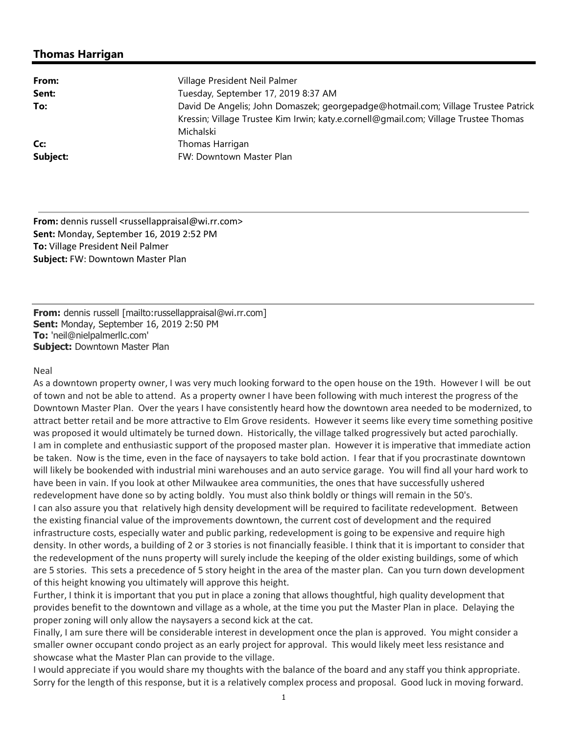## Thomas Harrigan

| | |
|---|---|
| **From:** | Village President Neil Palmer |
| **Sent:** | Tuesday, September 17, 2019 8:37 AM |
| **To:** | David De Angelis; John Domaszek; georgepadge@hotmail.com; Village Trustee Patrick Kressin; Village Trustee Kim Irwin; katy.e.cornell@gmail.com; Village Trustee Thomas Michalski |
| **Cc:** | Thomas Harrigan |
| **Subject:** | FW: Downtown Master Plan |

---

**From:** dennis russell <russellappraisal@wi.rr.com>
**Sent:** Monday, September 16, 2019 2:52 PM
**To:** Village President Neil Palmer
**Subject:** FW: Downtown Master Plan

---

**From:** dennis russell [mailto:russellappraisal@wi.rr.com]
**Sent:** Monday, September 16, 2019 2:50 PM
**To:** 'neil@nielpalmerllc.com'
**Subject:** Downtown Master Plan

Neal

As a downtown property owner, I was very much looking forward to the open house on the 19th. However I will be out of town and not be able to attend. As a property owner I have been following with much interest the progress of the Downtown Master Plan. Over the years I have consistently heard how the downtown area needed to be modernized, to attract better retail and be more attractive to Elm Grove residents. However it seems like every time something positive was proposed it would ultimately be turned down. Historically, the village talked progressively but acted parochially.

I am in complete and enthusiastic support of the proposed master plan. However it is imperative that immediate action be taken. Now is the time, even in the face of naysayers to take bold action. I fear that if you procrastinate downtown will likely be bookended with industrial mini warehouses and an auto service garage. You will find all your hard work to have been in vain. If you look at other Milwaukee area communities, the ones that have successfully ushered redevelopment have done so by acting boldly. You must also think boldly or things will remain in the 50's.

I can also assure you that relatively high density development will be required to facilitate redevelopment. Between the existing financial value of the improvements downtown, the current cost of development and the required infrastructure costs, especially water and public parking, redevelopment is going to be expensive and require high density. In other words, a building of 2 or 3 stories is not financially feasible. I think that it is important to consider that the redevelopment of the nuns property will surely include the keeping of the older existing buildings, some of which are 5 stories. This sets a precedence of 5 story height in the area of the master plan. Can you turn down development of this height knowing you ultimately will approve this height.

Further, I think it is important that you put in place a zoning that allows thoughtful, high quality development that provides benefit to the downtown and village as a whole, at the time you put the Master Plan in place. Delaying the proper zoning will only allow the naysayers a second kick at the cat.

Finally, I am sure there will be considerable interest in development once the plan is approved. You might consider a smaller owner occupant condo project as an early project for approval. This would likely meet less resistance and showcase what the Master Plan can provide to the village.

I would appreciate if you would share my thoughts with the balance of the board and any staff you think appropriate. Sorry for the length of this response, but it is a relatively complex process and proposal. Good luck in moving forward.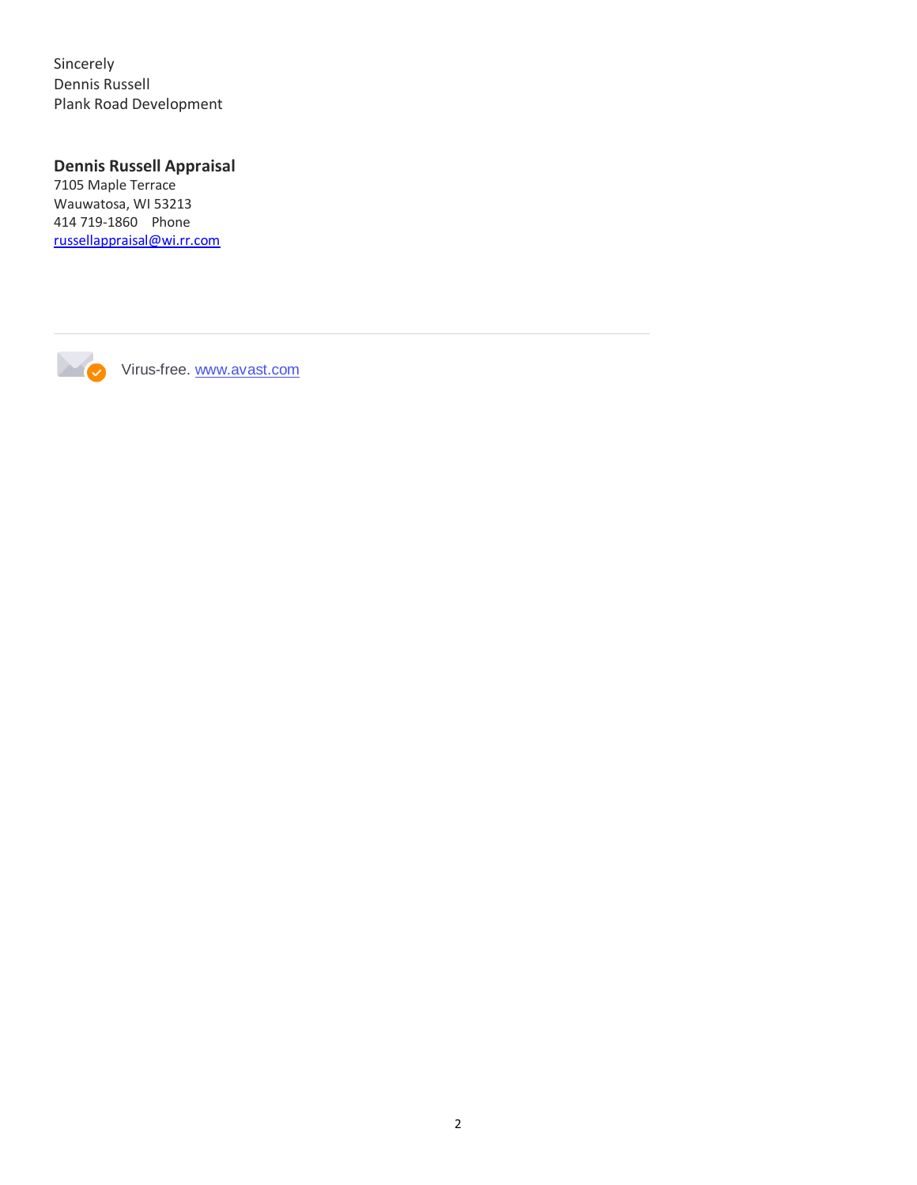Sincerely
Dennis Russell
Plank Road Development

**Dennis Russell Appraisal**
7105 Maple Terrace
Wauwatosa, WI 53213
414 719-1860 Phone
russellappraisal@wi.rr.com

---

Virus-free. www.avast.com